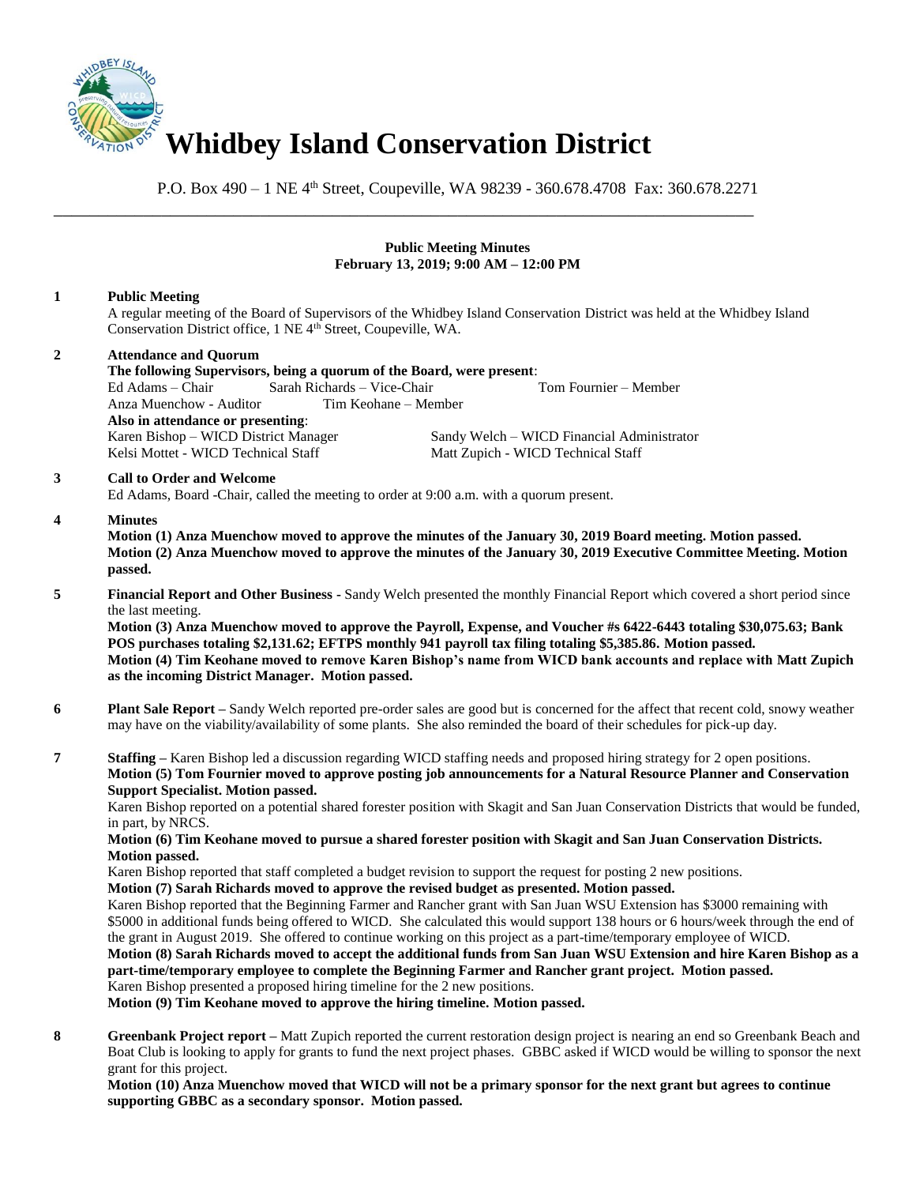# Whidbey Island Conservation District

P.O. Box 490 – 1 NE 4th Street, Coupeville, WA 98239 - 360.678.4708 Fax: 360.678.2271

**Public Meeting Minutes**
**February 13, 2019; 9:00 AM – 12:00 PM**

**1 Public Meeting**

A regular meeting of the Board of Supervisors of the Whidbey Island Conservation District was held at the Whidbey Island Conservation District office, 1 NE 4th Street, Coupeville, WA.

**2 Attendance and Quorum**

**The following Supervisors, being a quorum of the Board, were present**:

Ed Adams – Chair
Sarah Richards – Vice-Chair
Tom Fournier – Member
Anza Muenchow - Auditor
Tim Keohane – Member

**Also in attendance or presenting**:

Karen Bishop – WICD District Manager
Sandy Welch – WICD Financial Administrator
Kelsi Mottet - WICD Technical Staff
Matt Zupich - WICD Technical Staff

**3 Call to Order and Welcome**

Ed Adams, Board -Chair, called the meeting to order at 9:00 a.m. with a quorum present.

**4 Minutes**

**Motion (1) Anza Muenchow moved to approve the minutes of the January 30, 2019 Board meeting. Motion passed.**
**Motion (2) Anza Muenchow moved to approve the minutes of the January 30, 2019 Executive Committee Meeting. Motion passed.**

**5 Financial Report and Other Business** - Sandy Welch presented the monthly Financial Report which covered a short period since the last meeting.

**Motion (3) Anza Muenchow moved to approve the Payroll, Expense, and Voucher #s 6422-6443 totaling $30,075.63; Bank POS purchases totaling $2,131.62; EFTPS monthly 941 payroll tax filing totaling $5,385.86. Motion passed.**
**Motion (4) Tim Keohane moved to remove Karen Bishop's name from WICD bank accounts and replace with Matt Zupich as the incoming District Manager. Motion passed.**

**6 Plant Sale Report –** Sandy Welch reported pre-order sales are good but is concerned for the affect that recent cold, snowy weather may have on the viability/availability of some plants. She also reminded the board of their schedules for pick-up day.

**7 Staffing –** Karen Bishop led a discussion regarding WICD staffing needs and proposed hiring strategy for 2 open positions.

**Motion (5) Tom Fournier moved to approve posting job announcements for a Natural Resource Planner and Conservation Support Specialist. Motion passed.**

Karen Bishop reported on a potential shared forester position with Skagit and San Juan Conservation Districts that would be funded, in part, by NRCS.

**Motion (6) Tim Keohane moved to pursue a shared forester position with Skagit and San Juan Conservation Districts. Motion passed.**

Karen Bishop reported that staff completed a budget revision to support the request for posting 2 new positions.

**Motion (7) Sarah Richards moved to approve the revised budget as presented. Motion passed.**

Karen Bishop reported that the Beginning Farmer and Rancher grant with San Juan WSU Extension has $3000 remaining with $5000 in additional funds being offered to WICD. She calculated this would support 138 hours or 6 hours/week through the end of the grant in August 2019. She offered to continue working on this project as a part-time/temporary employee of WICD.

**Motion (8) Sarah Richards moved to accept the additional funds from San Juan WSU Extension and hire Karen Bishop as a part-time/temporary employee to complete the Beginning Farmer and Rancher grant project. Motion passed.**

Karen Bishop presented a proposed hiring timeline for the 2 new positions.

**Motion (9) Tim Keohane moved to approve the hiring timeline. Motion passed.**

**8 Greenbank Project report –** Matt Zupich reported the current restoration design project is nearing an end so Greenbank Beach and Boat Club is looking to apply for grants to fund the next project phases. GBBC asked if WICD would be willing to sponsor the next grant for this project.

**Motion (10) Anza Muenchow moved that WICD will not be a primary sponsor for the next grant but agrees to continue supporting GBBC as a secondary sponsor. Motion passed.**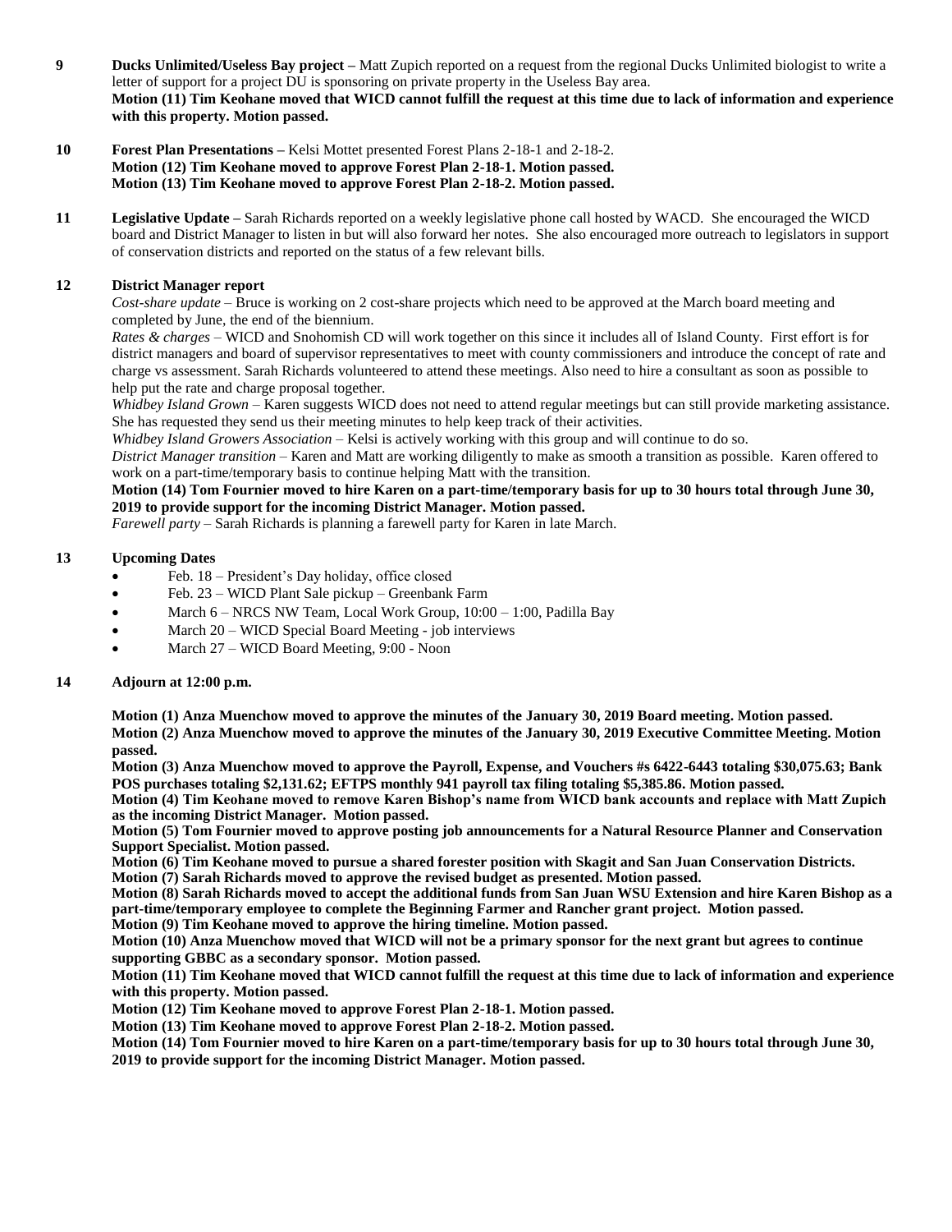**9** **Ducks Unlimited/Useless Bay project –** Matt Zupich reported on a request from the regional Ducks Unlimited biologist to write a letter of support for a project DU is sponsoring on private property in the Useless Bay area.
**Motion (11) Tim Keohane moved that WICD cannot fulfill the request at this time due to lack of information and experience with this property. Motion passed.**

**10** **Forest Plan Presentations –** Kelsi Mottet presented Forest Plans 2-18-1 and 2-18-2.
**Motion (12) Tim Keohane moved to approve Forest Plan 2-18-1. Motion passed.**
**Motion (13) Tim Keohane moved to approve Forest Plan 2-18-2. Motion passed.**

**11** **Legislative Update –** Sarah Richards reported on a weekly legislative phone call hosted by WACD. She encouraged the WICD board and District Manager to listen in but will also forward her notes. She also encouraged more outreach to legislators in support of conservation districts and reported on the status of a few relevant bills.

**12** **District Manager report**

*Cost-share update* – Bruce is working on 2 cost-share projects which need to be approved at the March board meeting and completed by June, the end of the biennium.

*Rates & charges* – WICD and Snohomish CD will work together on this since it includes all of Island County. First effort is for district managers and board of supervisor representatives to meet with county commissioners and introduce the concept of rate and charge vs assessment. Sarah Richards volunteered to attend these meetings. Also need to hire a consultant as soon as possible to help put the rate and charge proposal together.

*Whidbey Island Grown* – Karen suggests WICD does not need to attend regular meetings but can still provide marketing assistance. She has requested they send us their meeting minutes to help keep track of their activities.

*Whidbey Island Growers Association* – Kelsi is actively working with this group and will continue to do so.

*District Manager transition* – Karen and Matt are working diligently to make as smooth a transition as possible. Karen offered to work on a part-time/temporary basis to continue helping Matt with the transition.

**Motion (14) Tom Fournier moved to hire Karen on a part-time/temporary basis for up to 30 hours total through June 30, 2019 to provide support for the incoming District Manager. Motion passed.**

*Farewell party* – Sarah Richards is planning a farewell party for Karen in late March.

**13** **Upcoming Dates**

- Feb. 18 – President's Day holiday, office closed
- Feb. 23 – WICD Plant Sale pickup – Greenbank Farm
- March 6 – NRCS NW Team, Local Work Group, 10:00 – 1:00, Padilla Bay
- March 20 – WICD Special Board Meeting - job interviews
- March 27 – WICD Board Meeting, 9:00 - Noon

**14** **Adjourn at 12:00 p.m.**

**Motion (1) Anza Muenchow moved to approve the minutes of the January 30, 2019 Board meeting. Motion passed.**
**Motion (2) Anza Muenchow moved to approve the minutes of the January 30, 2019 Executive Committee Meeting. Motion passed.**
**Motion (3) Anza Muenchow moved to approve the Payroll, Expense, and Vouchers #s 6422-6443 totaling $30,075.63; Bank POS purchases totaling $2,131.62; EFTPS monthly 941 payroll tax filing totaling $5,385.86. Motion passed.**
**Motion (4) Tim Keohane moved to remove Karen Bishop's name from WICD bank accounts and replace with Matt Zupich as the incoming District Manager. Motion passed.**
**Motion (5) Tom Fournier moved to approve posting job announcements for a Natural Resource Planner and Conservation Support Specialist. Motion passed.**
**Motion (6) Tim Keohane moved to pursue a shared forester position with Skagit and San Juan Conservation Districts.**
**Motion (7) Sarah Richards moved to approve the revised budget as presented. Motion passed.**
**Motion (8) Sarah Richards moved to accept the additional funds from San Juan WSU Extension and hire Karen Bishop as a part-time/temporary employee to complete the Beginning Farmer and Rancher grant project. Motion passed.**
**Motion (9) Tim Keohane moved to approve the hiring timeline. Motion passed.**
**Motion (10) Anza Muenchow moved that WICD will not be a primary sponsor for the next grant but agrees to continue supporting GBBC as a secondary sponsor. Motion passed.**
**Motion (11) Tim Keohane moved that WICD cannot fulfill the request at this time due to lack of information and experience with this property. Motion passed.**
**Motion (12) Tim Keohane moved to approve Forest Plan 2-18-1. Motion passed.**
**Motion (13) Tim Keohane moved to approve Forest Plan 2-18-2. Motion passed.**
**Motion (14) Tom Fournier moved to hire Karen on a part-time/temporary basis for up to 30 hours total through June 30, 2019 to provide support for the incoming District Manager. Motion passed.**